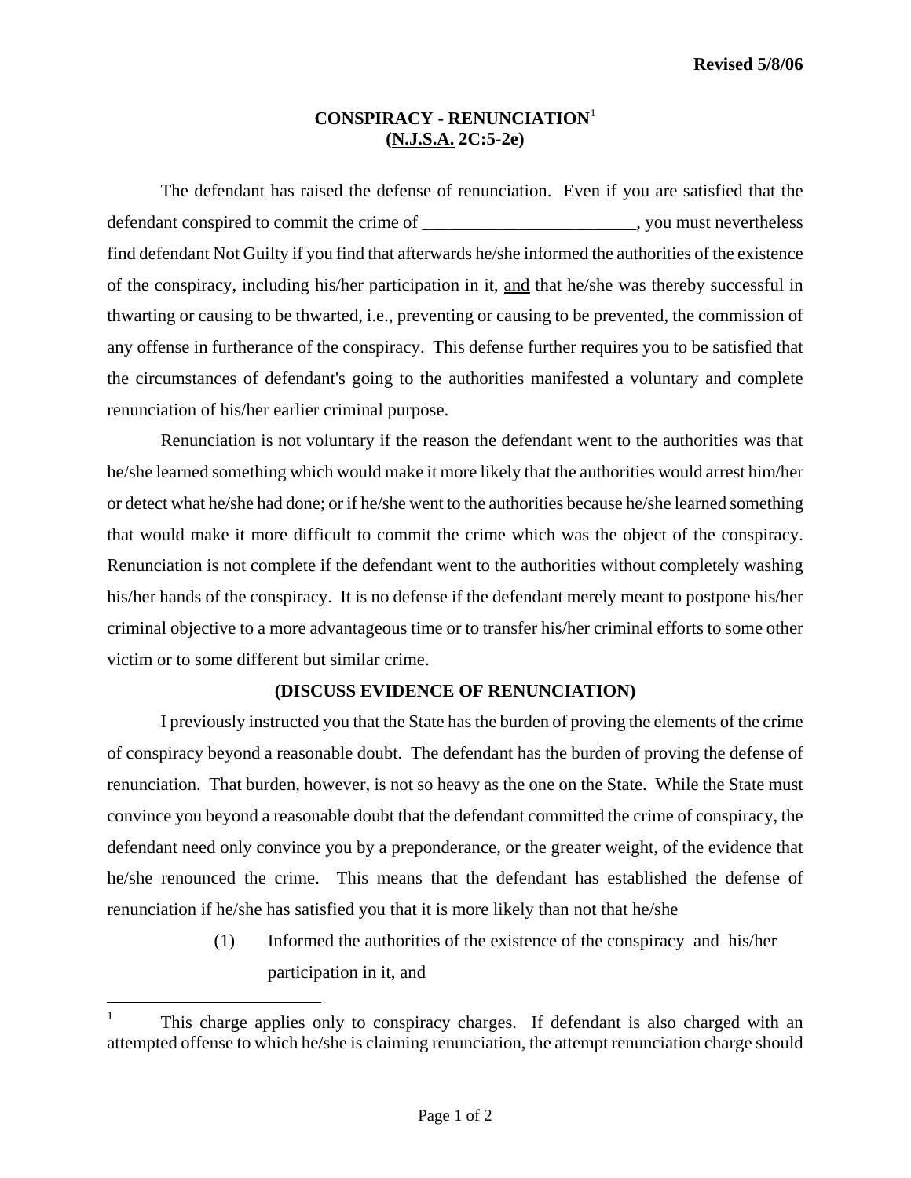Revised 5/8/06

# CONSPIRACY - RENUNCIATION[1]
## (N.J.S.A. 2C:5-2e)

The defendant has raised the defense of renunciation. Even if you are satisfied that the defendant conspired to commit the crime of ________________________, you must nevertheless find defendant Not Guilty if you find that afterwards he/she informed the authorities of the existence of the conspiracy, including his/her participation in it, <u>and</u> that he/she was thereby successful in thwarting or causing to be thwarted, i.e., preventing or causing to be prevented, the commission of any offense in furtherance of the conspiracy. This defense further requires you to be satisfied that the circumstances of defendant's going to the authorities manifested a voluntary and complete renunciation of his/her earlier criminal purpose.

Renunciation is not voluntary if the reason the defendant went to the authorities was that he/she learned something which would make it more likely that the authorities would arrest him/her or detect what he/she had done; or if he/she went to the authorities because he/she learned something that would make it more difficult to commit the crime which was the object of the conspiracy. Renunciation is not complete if the defendant went to the authorities without completely washing his/her hands of the conspiracy. It is no defense if the defendant merely meant to postpone his/her criminal objective to a more advantageous time or to transfer his/her criminal efforts to some other victim or to some different but similar crime.

**(DISCUSS EVIDENCE OF RENUNCIATION)**

I previously instructed you that the State has the burden of proving the elements of the crime of conspiracy beyond a reasonable doubt. The defendant has the burden of proving the defense of renunciation. That burden, however, is not so heavy as the one on the State. While the State must convince you beyond a reasonable doubt that the defendant committed the crime of conspiracy, the defendant need only convince you by a preponderance, or the greater weight, of the evidence that he/she renounced the crime. This means that the defendant has established the defense of renunciation if he/she has satisfied you that it is more likely than not that he/she

(1) Informed the authorities of the existence of the conspiracy and his/her participation in it, and

---

[1] This charge applies only to conspiracy charges. If defendant is also charged with an attempted offense to which he/she is claiming renunciation, the attempt renunciation charge should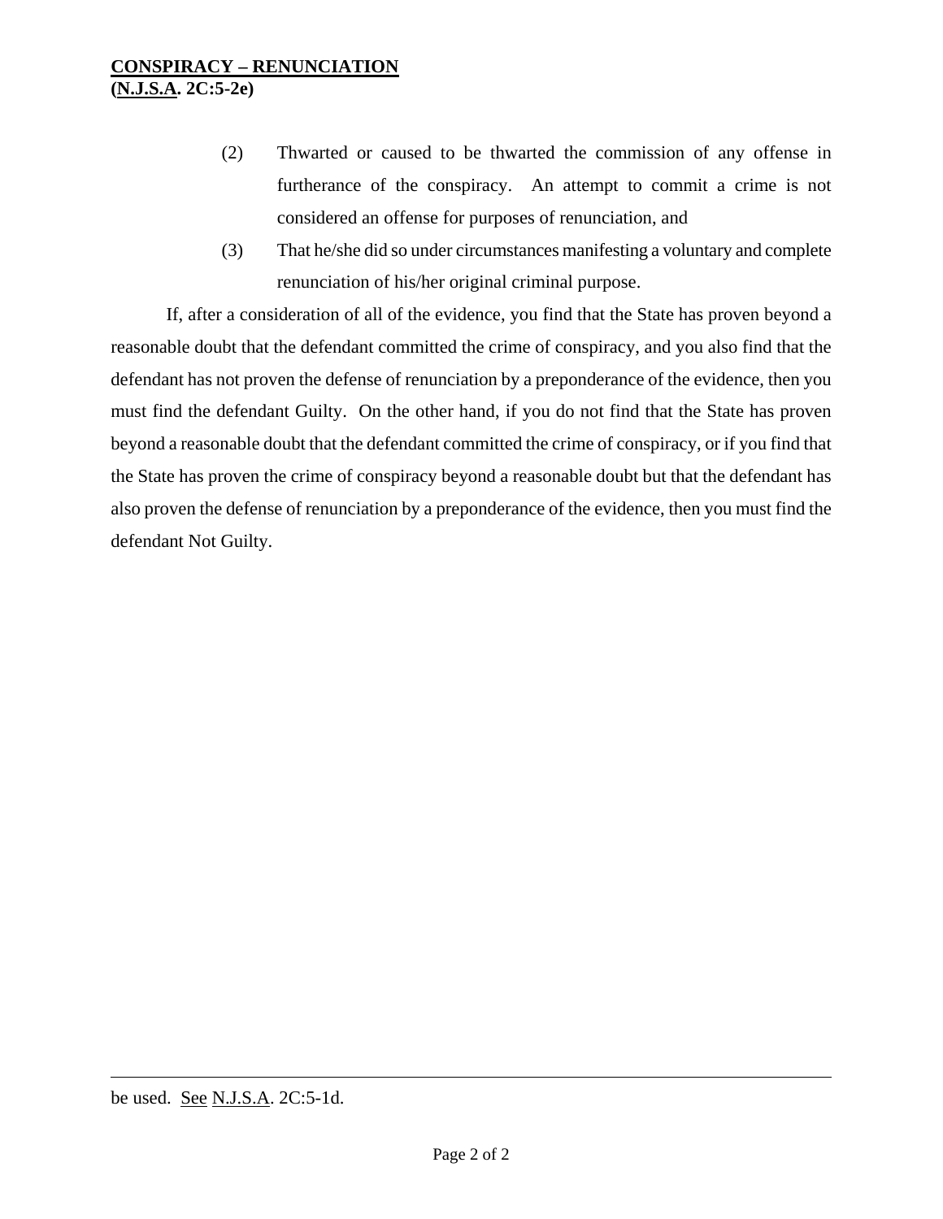(2) Thwarted or caused to be thwarted the commission of any offense in furtherance of the conspiracy. An attempt to commit a crime is not considered an offense for purposes of renunciation, and

(3) That he/she did so under circumstances manifesting a voluntary and complete renunciation of his/her original criminal purpose.

If, after a consideration of all of the evidence, you find that the State has proven beyond a reasonable doubt that the defendant committed the crime of conspiracy, and you also find that the defendant has not proven the defense of renunciation by a preponderance of the evidence, then you must find the defendant Guilty. On the other hand, if you do not find that the State has proven beyond a reasonable doubt that the defendant committed the crime of conspiracy, or if you find that the State has proven the crime of conspiracy beyond a reasonable doubt but that the defendant has also proven the defense of renunciation by a preponderance of the evidence, then you must find the defendant Not Guilty.

---

be used. See N.J.S.A. 2C:5-1d.